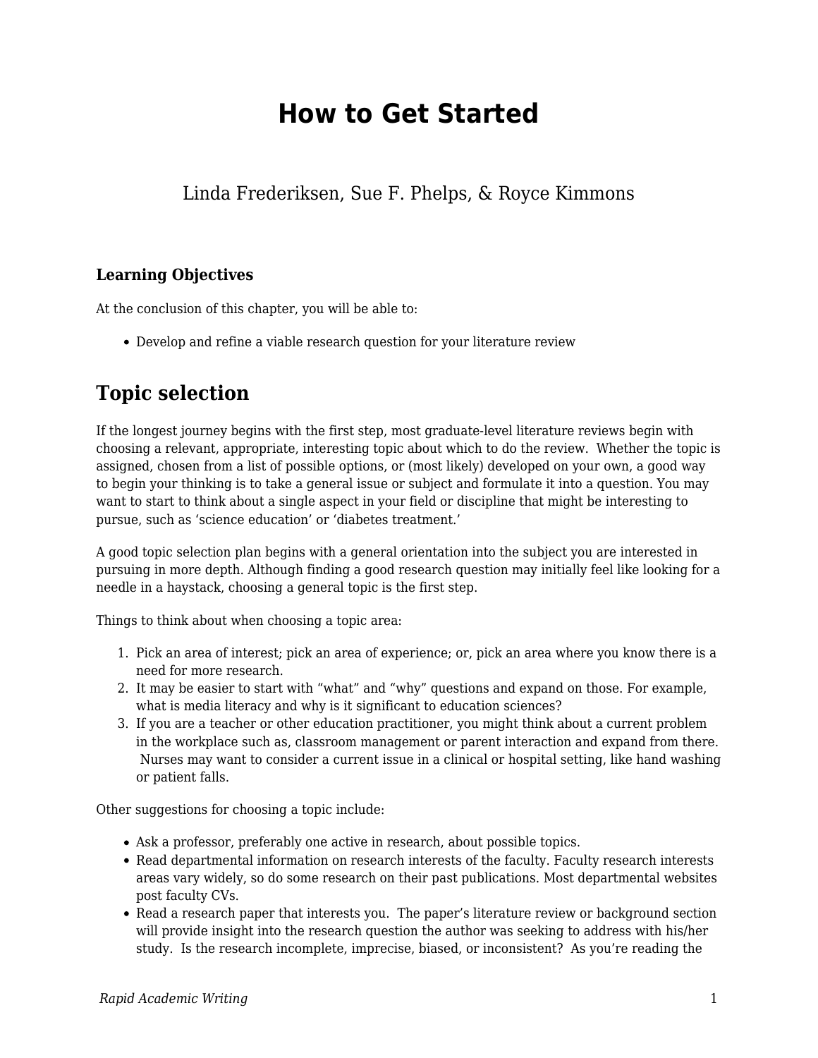# How to Get Started

Linda Frederiksen, Sue F. Phelps, & Royce Kimmons

### Learning Objectives

At the conclusion of this chapter, you will be able to:

- Develop and refine a viable research question for your literature review

## Topic selection

If the longest journey begins with the first step, most graduate-level literature reviews begin with choosing a relevant, appropriate, interesting topic about which to do the review. Whether the topic is assigned, chosen from a list of possible options, or (most likely) developed on your own, a good way to begin your thinking is to take a general issue or subject and formulate it into a question. You may want to start to think about a single aspect in your field or discipline that might be interesting to pursue, such as 'science education' or 'diabetes treatment.'

A good topic selection plan begins with a general orientation into the subject you are interested in pursuing in more depth. Although finding a good research question may initially feel like looking for a needle in a haystack, choosing a general topic is the first step.

Things to think about when choosing a topic area:

1. Pick an area of interest; pick an area of experience; or, pick an area where you know there is a need for more research.
2. It may be easier to start with "what" and "why" questions and expand on those. For example, what is media literacy and why is it significant to education sciences?
3. If you are a teacher or other education practitioner, you might think about a current problem in the workplace such as, classroom management or parent interaction and expand from there. Nurses may want to consider a current issue in a clinical or hospital setting, like hand washing or patient falls.

Other suggestions for choosing a topic include:

- Ask a professor, preferably one active in research, about possible topics.
- Read departmental information on research interests of the faculty. Faculty research interests areas vary widely, so do some research on their past publications. Most departmental websites post faculty CVs.
- Read a research paper that interests you. The paper's literature review or background section will provide insight into the research question the author was seeking to address with his/her study. Is the research incomplete, imprecise, biased, or inconsistent? As you're reading the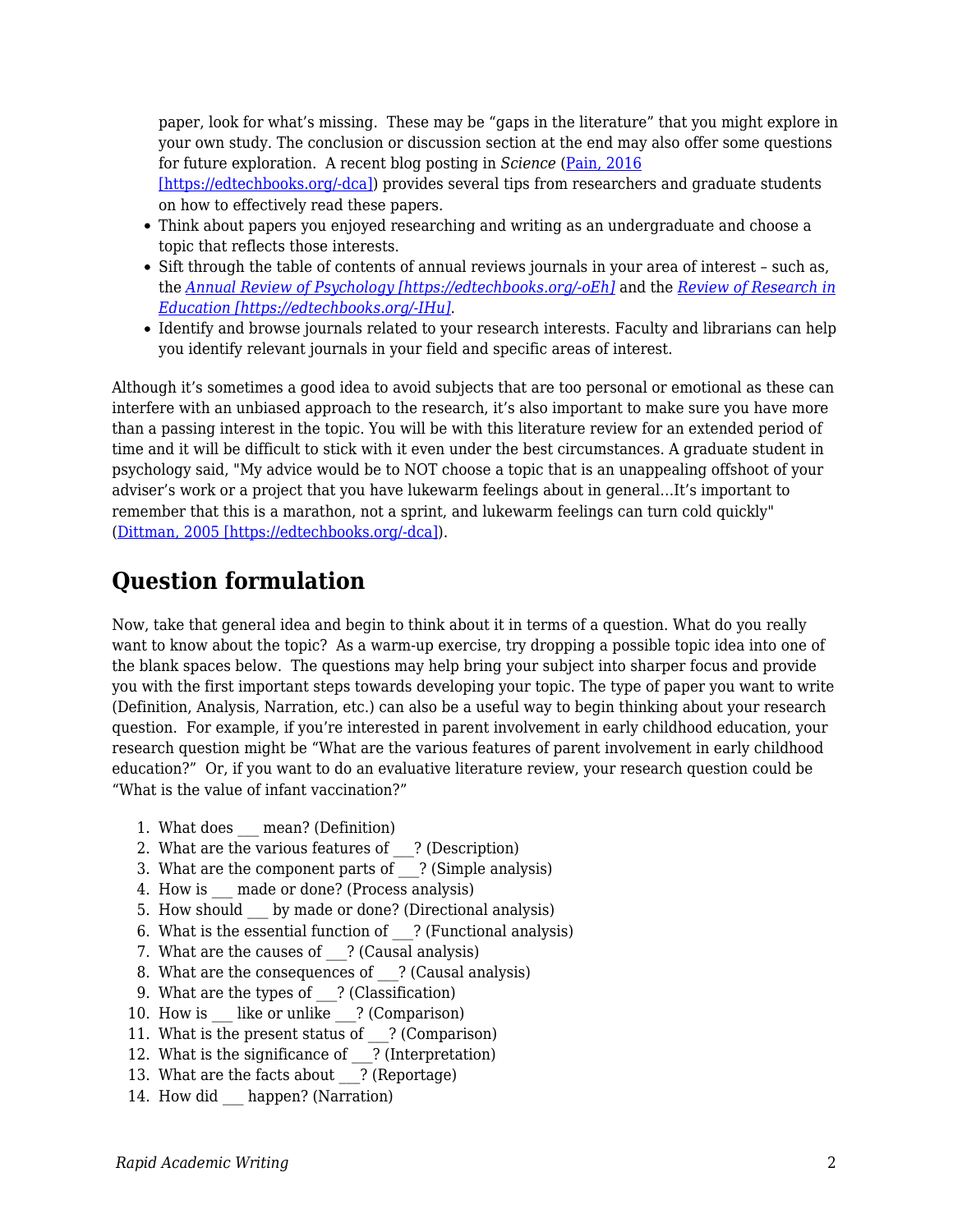paper, look for what's missing.  These may be "gaps in the literature" that you might explore in your own study. The conclusion or discussion section at the end may also offer some questions for future exploration.  A recent blog posting in *Science* ([Pain, 2016 [https://edtechbooks.org/-dca]](https://edtechbooks.org/-dca)) provides several tips from researchers and graduate students on how to effectively read these papers.

- Think about papers you enjoyed researching and writing as an undergraduate and choose a topic that reflects those interests.
- Sift through the table of contents of annual reviews journals in your area of interest – such as, the [*Annual Review of Psychology [https://edtechbooks.org/-oEh]*](https://edtechbooks.org/-oEh) and the [*Review of Research in Education [https://edtechbooks.org/-IHu]*](https://edtechbooks.org/-IHu).
- Identify and browse journals related to your research interests. Faculty and librarians can help you identify relevant journals in your field and specific areas of interest.

Although it's sometimes a good idea to avoid subjects that are too personal or emotional as these can interfere with an unbiased approach to the research, it's also important to make sure you have more than a passing interest in the topic. You will be with this literature review for an extended period of time and it will be difficult to stick with it even under the best circumstances. A graduate student in psychology said, "My advice would be to NOT choose a topic that is an unappealing offshoot of your adviser's work or a project that you have lukewarm feelings about in general...It's important to remember that this is a marathon, not a sprint, and lukewarm feelings can turn cold quickly" ([Dittman, 2005 [https://edtechbooks.org/-dca]](https://edtechbooks.org/-dca)).

## Question formulation

Now, take that general idea and begin to think about it in terms of a question. What do you really want to know about the topic?  As a warm-up exercise, try dropping a possible topic idea into one of the blank spaces below.  The questions may help bring your subject into sharper focus and provide you with the first important steps towards developing your topic. The type of paper you want to write (Definition, Analysis, Narration, etc.) can also be a useful way to begin thinking about your research question.  For example, if you're interested in parent involvement in early childhood education, your research question might be "What are the various features of parent involvement in early childhood education?"  Or, if you want to do an evaluative literature review, your research question could be "What is the value of infant vaccination?"

1. What does ___ mean? (Definition)
2. What are the various features of ___? (Description)
3. What are the component parts of ___? (Simple analysis)
4. How is ___ made or done? (Process analysis)
5. How should ___ by made or done? (Directional analysis)
6. What is the essential function of ___? (Functional analysis)
7. What are the causes of ___? (Causal analysis)
8. What are the consequences of ___? (Causal analysis)
9. What are the types of ___? (Classification)
10. How is ___ like or unlike ___? (Comparison)
11. What is the present status of ___? (Comparison)
12. What is the significance of ___? (Interpretation)
13. What are the facts about ___? (Reportage)
14. How did ___ happen? (Narration)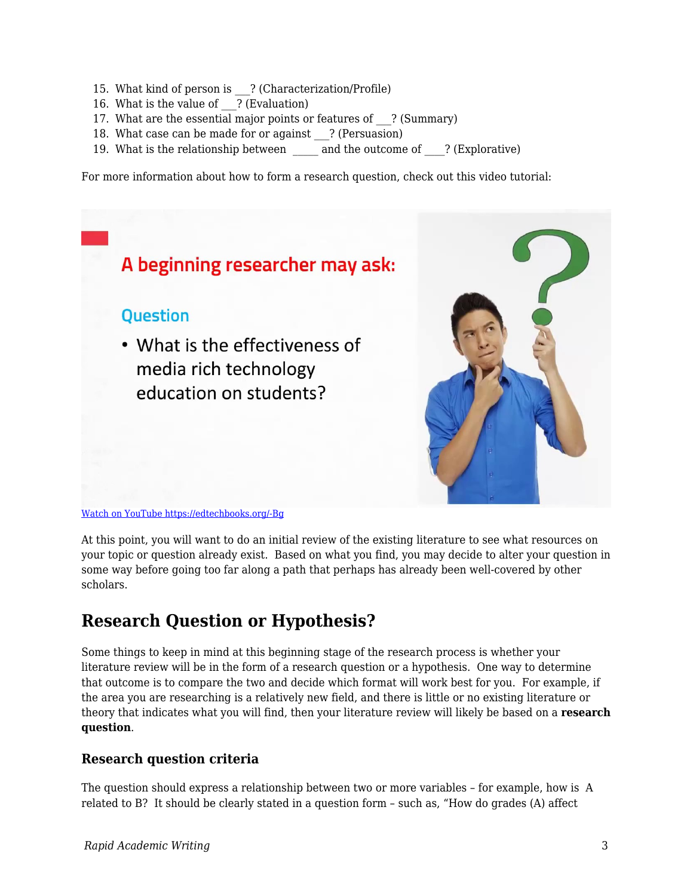15. What kind of person is ___? (Characterization/Profile)
16. What is the value of ___? (Evaluation)
17. What are the essential major points or features of ___? (Summary)
18. What case can be made for or against ___? (Persuasion)
19. What is the relationship between _____ and the outcome of ____? (Explorative)

For more information about how to form a research question, check out this video tutorial:

[Watch on YouTube https://edtechbooks.org/-Bg](https://edtechbooks.org/-Bg)

At this point, you will want to do an initial review of the existing literature to see what resources on your topic or question already exist. Based on what you find, you may decide to alter your question in some way before going too far along a path that perhaps has already been well-covered by other scholars.

## Research Question or Hypothesis?

Some things to keep in mind at this beginning stage of the research process is whether your literature review will be in the form of a research question or a hypothesis. One way to determine that outcome is to compare the two and decide which format will work best for you. For example, if the area you are researching is a relatively new field, and there is little or no existing literature or theory that indicates what you will find, then your literature review will likely be based on a **research question**.

### Research question criteria

The question should express a relationship between two or more variables – for example, how is A related to B? It should be clearly stated in a question form – such as, "How do grades (A) affect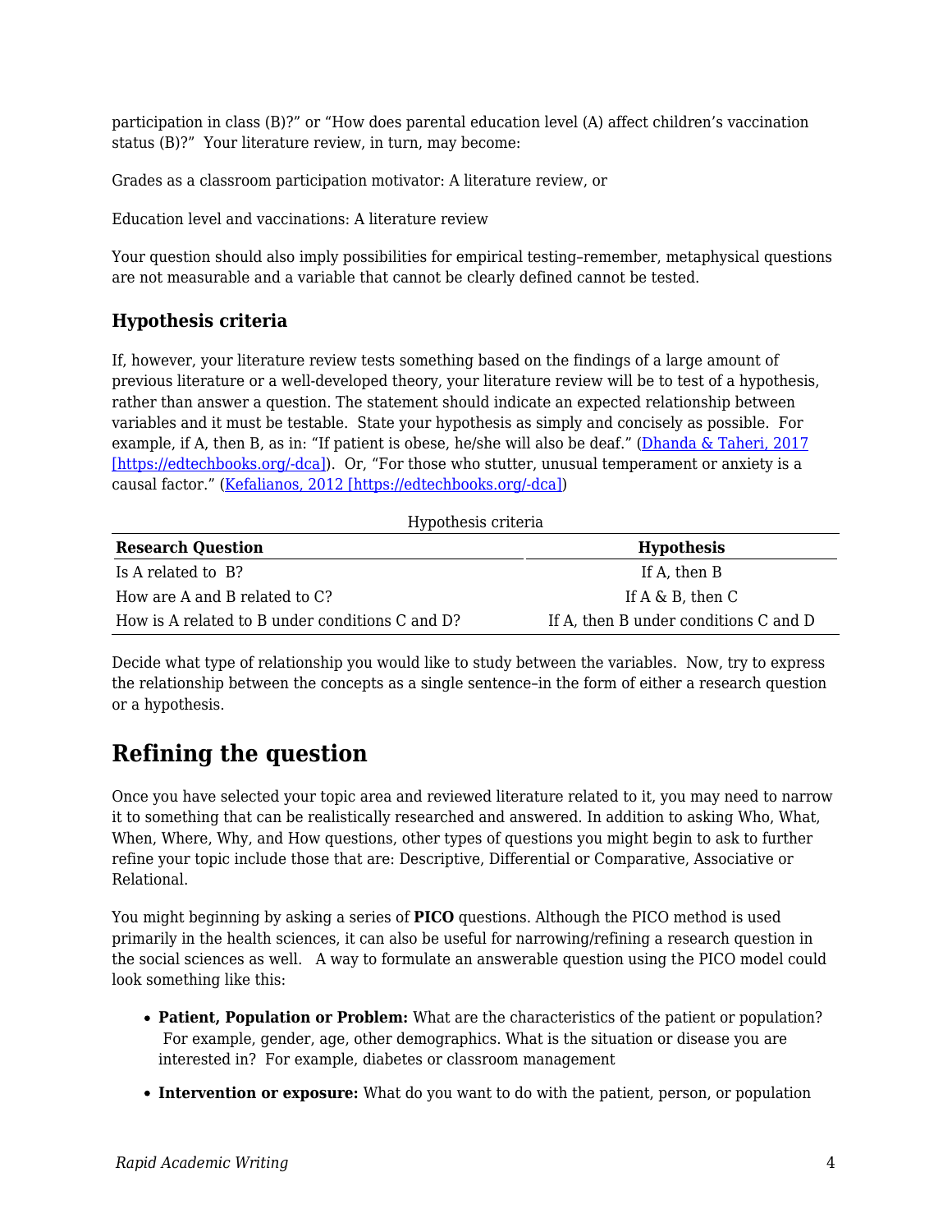participation in class (B)?" or "How does parental education level (A) affect children's vaccination status (B)?" Your literature review, in turn, may become:

Grades as a classroom participation motivator: A literature review, or

Education level and vaccinations: A literature review

Your question should also imply possibilities for empirical testing–remember, metaphysical questions are not measurable and a variable that cannot be clearly defined cannot be tested.

### Hypothesis criteria

If, however, your literature review tests something based on the findings of a large amount of previous literature or a well-developed theory, your literature review will be to test of a hypothesis, rather than answer a question. The statement should indicate an expected relationship between variables and it must be testable. State your hypothesis as simply and concisely as possible. For example, if A, then B, as in: "If patient is obese, he/she will also be deaf." (Dhanda & Taheri, 2017 [https://edtechbooks.org/-dca]). Or, "For those who stutter, unusual temperament or anxiety is a causal factor." (Kefalianos, 2012 [https://edtechbooks.org/-dca])

Hypothesis criteria

| Research Question | Hypothesis |
| --- | --- |
| Is A related to B? | If A, then B |
| How are A and B related to C? | If A & B, then C |
| How is A related to B under conditions C and D? | If A, then B under conditions C and D |

Decide what type of relationship you would like to study between the variables. Now, try to express the relationship between the concepts as a single sentence–in the form of either a research question or a hypothesis.

## Refining the question

Once you have selected your topic area and reviewed literature related to it, you may need to narrow it to something that can be realistically researched and answered. In addition to asking Who, What, When, Where, Why, and How questions, other types of questions you might begin to ask to further refine your topic include those that are: Descriptive, Differential or Comparative, Associative or Relational.

You might beginning by asking a series of **PICO** questions. Although the PICO method is used primarily in the health sciences, it can also be useful for narrowing/refining a research question in the social sciences as well. A way to formulate an answerable question using the PICO model could look something like this:

- **Patient, Population or Problem:** What are the characteristics of the patient or population? For example, gender, age, other demographics. What is the situation or disease you are interested in? For example, diabetes or classroom management
- **Intervention or exposure:** What do you want to do with the patient, person, or population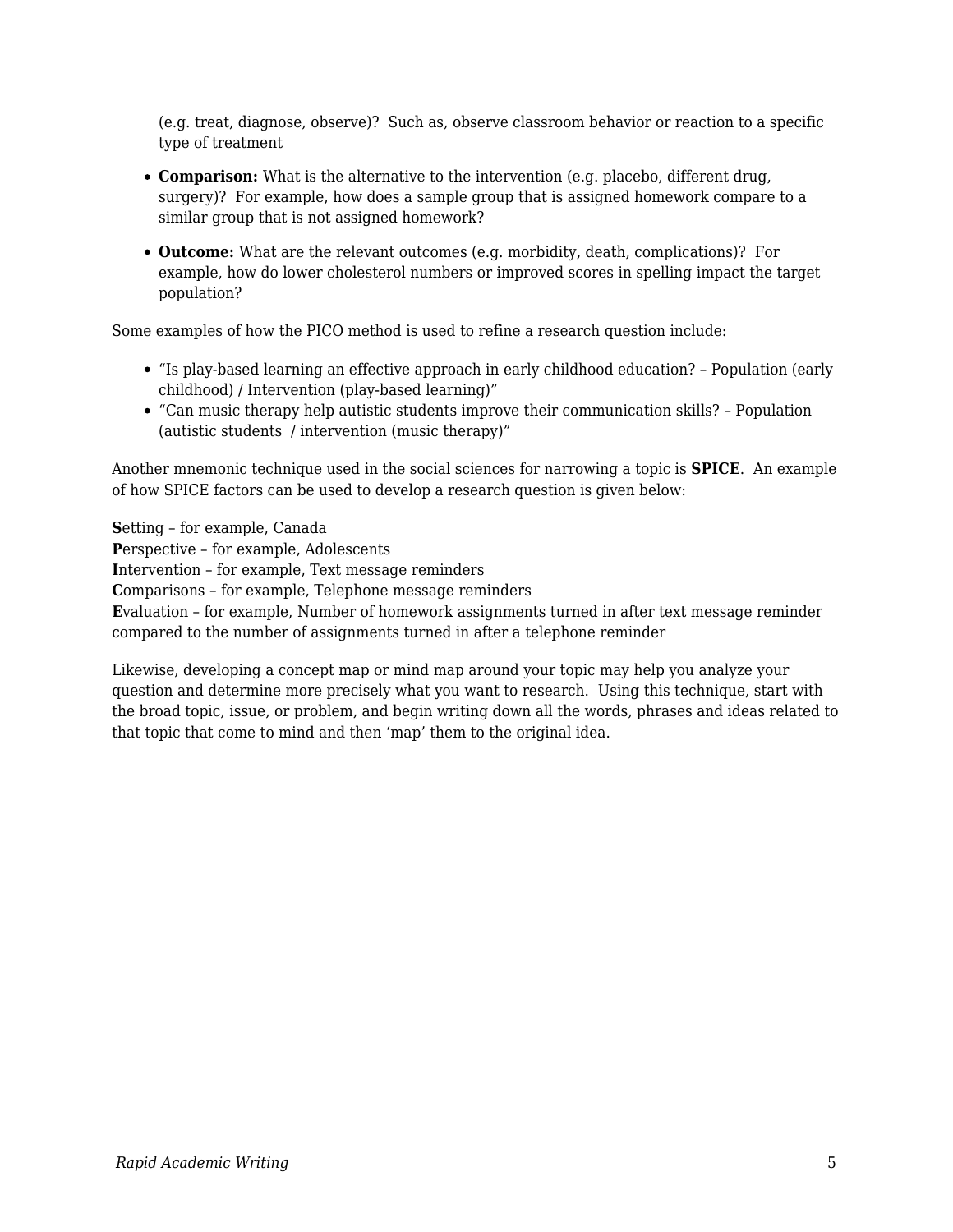(e.g. treat, diagnose, observe)? Such as, observe classroom behavior or reaction to a specific type of treatment

- **Comparison:** What is the alternative to the intervention (e.g. placebo, different drug, surgery)? For example, how does a sample group that is assigned homework compare to a similar group that is not assigned homework?
- **Outcome:** What are the relevant outcomes (e.g. morbidity, death, complications)? For example, how do lower cholesterol numbers or improved scores in spelling impact the target population?

Some examples of how the PICO method is used to refine a research question include:

- “Is play-based learning an effective approach in early childhood education? – Population (early childhood) / Intervention (play-based learning)”
- “Can music therapy help autistic students improve their communication skills? – Population (autistic students / intervention (music therapy)”

Another mnemonic technique used in the social sciences for narrowing a topic is **SPICE**. An example of how SPICE factors can be used to develop a research question is given below:

**S**etting – for example, Canada
**P**erspective – for example, Adolescents
**I**ntervention – for example, Text message reminders
**C**omparisons – for example, Telephone message reminders
**E**valuation – for example, Number of homework assignments turned in after text message reminder compared to the number of assignments turned in after a telephone reminder

Likewise, developing a concept map or mind map around your topic may help you analyze your question and determine more precisely what you want to research. Using this technique, start with the broad topic, issue, or problem, and begin writing down all the words, phrases and ideas related to that topic that come to mind and then ‘map’ them to the original idea.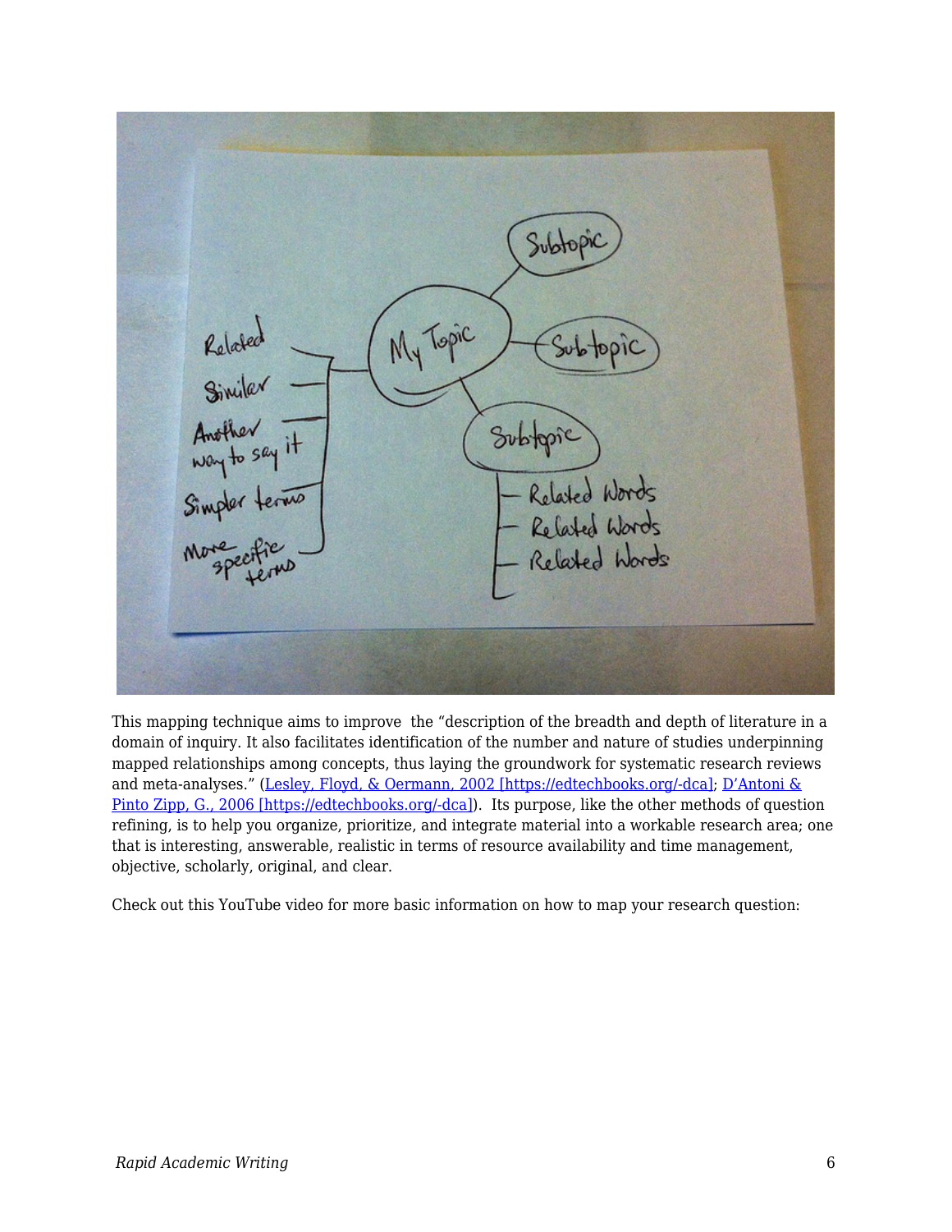This mapping technique aims to improve the "description of the breadth and depth of literature in a domain of inquiry. It also facilitates identification of the number and nature of studies underpinning mapped relationships among concepts, thus laying the groundwork for systematic research reviews and meta-analyses." ([Lesley, Floyd, & Oermann, 2002 [https://edtechbooks.org/-dca]](https://edtechbooks.org/-dca); [D'Antoni & Pinto Zipp, G., 2006 [https://edtechbooks.org/-dca]](https://edtechbooks.org/-dca)). Its purpose, like the other methods of question refining, is to help you organize, prioritize, and integrate material into a workable research area; one that is interesting, answerable, realistic in terms of resource availability and time management, objective, scholarly, original, and clear.

Check out this YouTube video for more basic information on how to map your research question: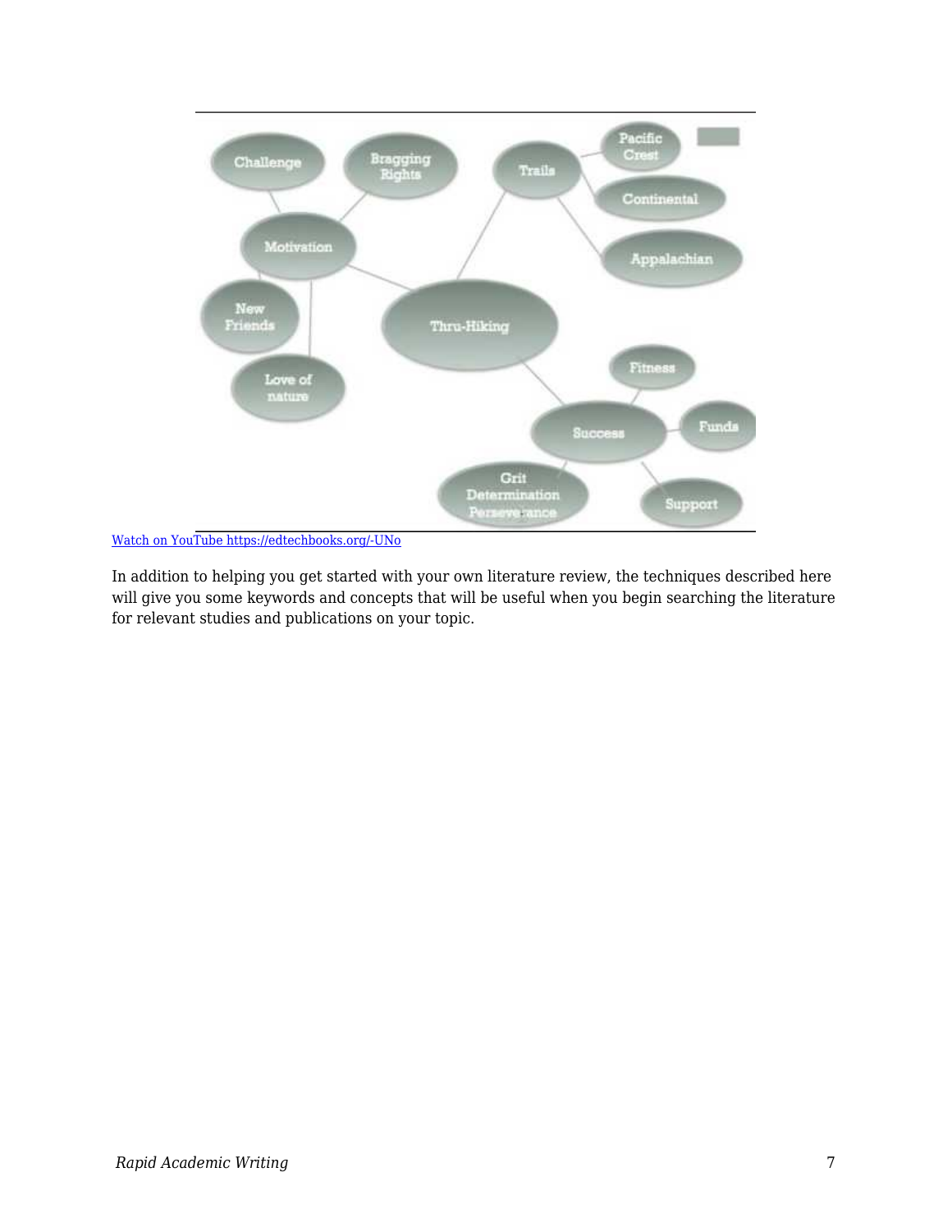[Watch on YouTube https://edtechbooks.org/-UNo](https://edtechbooks.org/-UNo)

In addition to helping you get started with your own literature review, the techniques described here will give you some keywords and concepts that will be useful when you begin searching the literature for relevant studies and publications on your topic.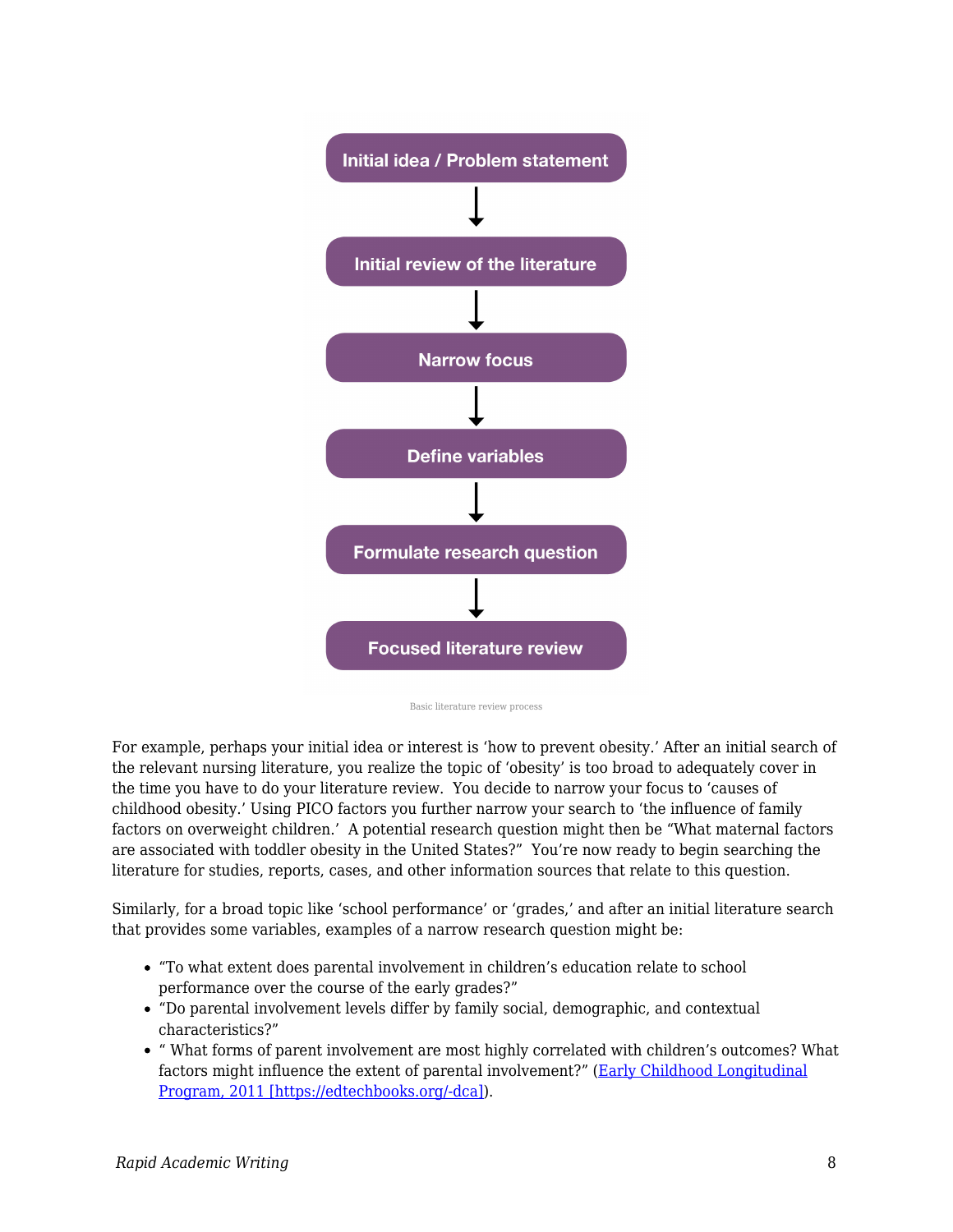Initial idea / Problem statement

↓

Initial review of the literature

↓

Narrow focus

↓

Define variables

↓

Formulate research question

↓

Focused literature review

Basic literature review process

For example, perhaps your initial idea or interest is 'how to prevent obesity.' After an initial search of the relevant nursing literature, you realize the topic of 'obesity' is too broad to adequately cover in the time you have to do your literature review. You decide to narrow your focus to 'causes of childhood obesity.' Using PICO factors you further narrow your search to 'the influence of family factors on overweight children.' A potential research question might then be "What maternal factors are associated with toddler obesity in the United States?" You're now ready to begin searching the literature for studies, reports, cases, and other information sources that relate to this question.

Similarly, for a broad topic like 'school performance' or 'grades,' and after an initial literature search that provides some variables, examples of a narrow research question might be:

- "To what extent does parental involvement in children's education relate to school performance over the course of the early grades?"
- "Do parental involvement levels differ by family social, demographic, and contextual characteristics?"
- " What forms of parent involvement are most highly correlated with children's outcomes? What factors might influence the extent of parental involvement?" ([Early Childhood Longitudinal Program, 2011 [https://edtechbooks.org/-dca]](https://edtechbooks.org/-dca)).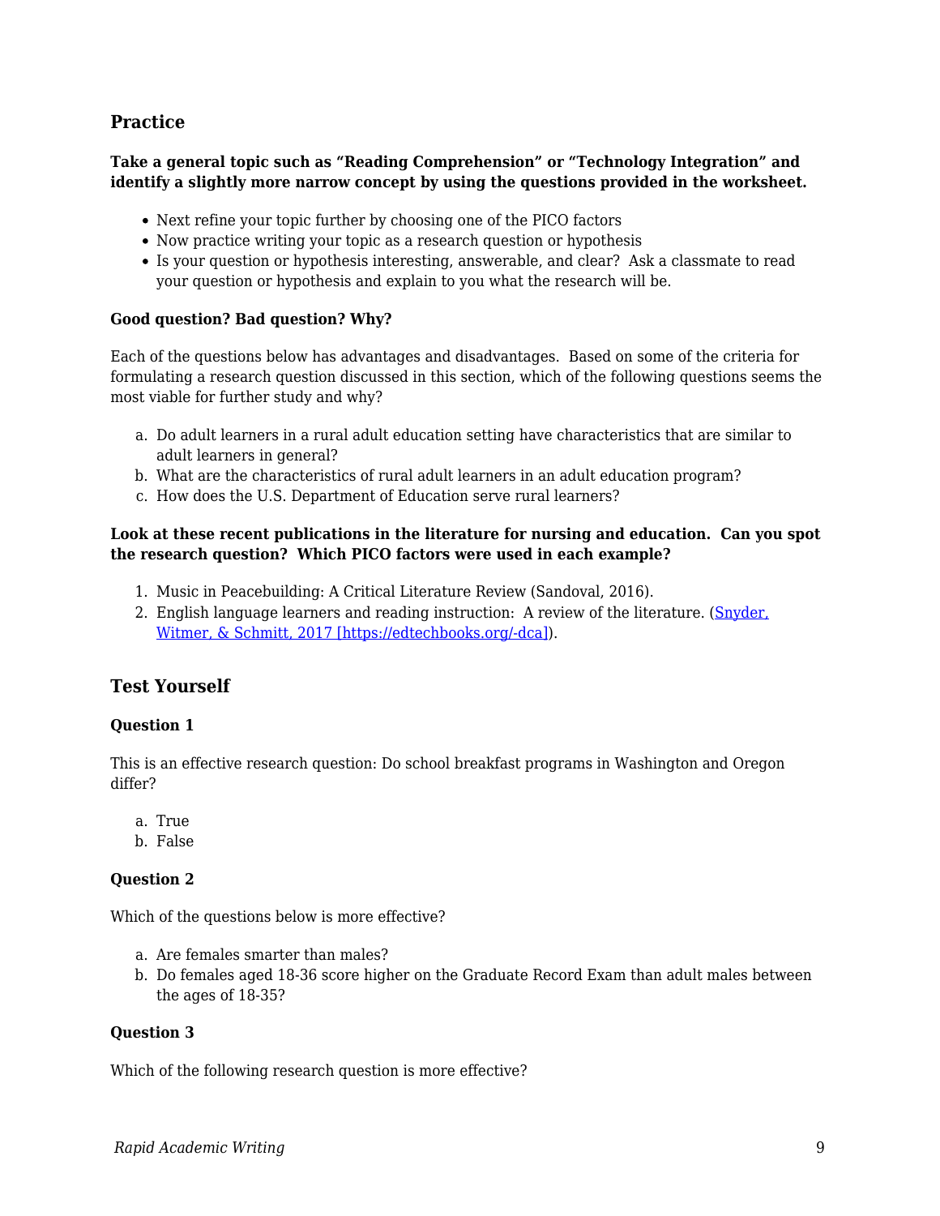## Practice

**Take a general topic such as "Reading Comprehension" or "Technology Integration" and identify a slightly more narrow concept by using the questions provided in the worksheet.**

- Next refine your topic further by choosing one of the PICO factors
- Now practice writing your topic as a research question or hypothesis
- Is your question or hypothesis interesting, answerable, and clear? Ask a classmate to read your question or hypothesis and explain to you what the research will be.

**Good question? Bad question? Why?**

Each of the questions below has advantages and disadvantages. Based on some of the criteria for formulating a research question discussed in this section, which of the following questions seems the most viable for further study and why?

a. Do adult learners in a rural adult education setting have characteristics that are similar to adult learners in general?
b. What are the characteristics of rural adult learners in an adult education program?
c. How does the U.S. Department of Education serve rural learners?

**Look at these recent publications in the literature for nursing and education. Can you spot the research question? Which PICO factors were used in each example?**

1. Music in Peacebuilding: A Critical Literature Review (Sandoval, 2016).
2. English language learners and reading instruction: A review of the literature. ([Snyder, Witmer, & Schmitt, 2017 [https://edtechbooks.org/-dca]](https://edtechbooks.org/-dca)).

## Test Yourself

**Question 1**

This is an effective research question: Do school breakfast programs in Washington and Oregon differ?

a. True
b. False

**Question 2**

Which of the questions below is more effective?

a. Are females smarter than males?
b. Do females aged 18-36 score higher on the Graduate Record Exam than adult males between the ages of 18-35?

**Question 3**

Which of the following research question is more effective?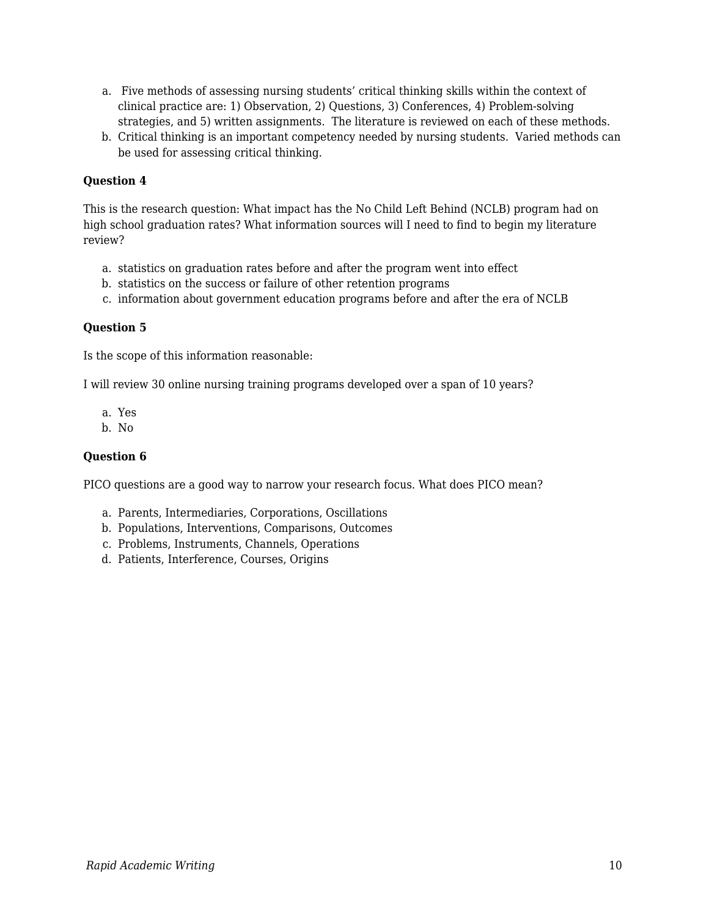a. Five methods of assessing nursing students' critical thinking skills within the context of clinical practice are: 1) Observation, 2) Questions, 3) Conferences, 4) Problem-solving strategies, and 5) written assignments. The literature is reviewed on each of these methods.
b. Critical thinking is an important competency needed by nursing students. Varied methods can be used for assessing critical thinking.

**Question 4**

This is the research question: What impact has the No Child Left Behind (NCLB) program had on high school graduation rates? What information sources will I need to find to begin my literature review?

a. statistics on graduation rates before and after the program went into effect
b. statistics on the success or failure of other retention programs
c. information about government education programs before and after the era of NCLB

**Question 5**

Is the scope of this information reasonable:

I will review 30 online nursing training programs developed over a span of 10 years?

a. Yes
b. No

**Question 6**

PICO questions are a good way to narrow your research focus. What does PICO mean?

a. Parents, Intermediaries, Corporations, Oscillations
b. Populations, Interventions, Comparisons, Outcomes
c. Problems, Instruments, Channels, Operations
d. Patients, Interference, Courses, Origins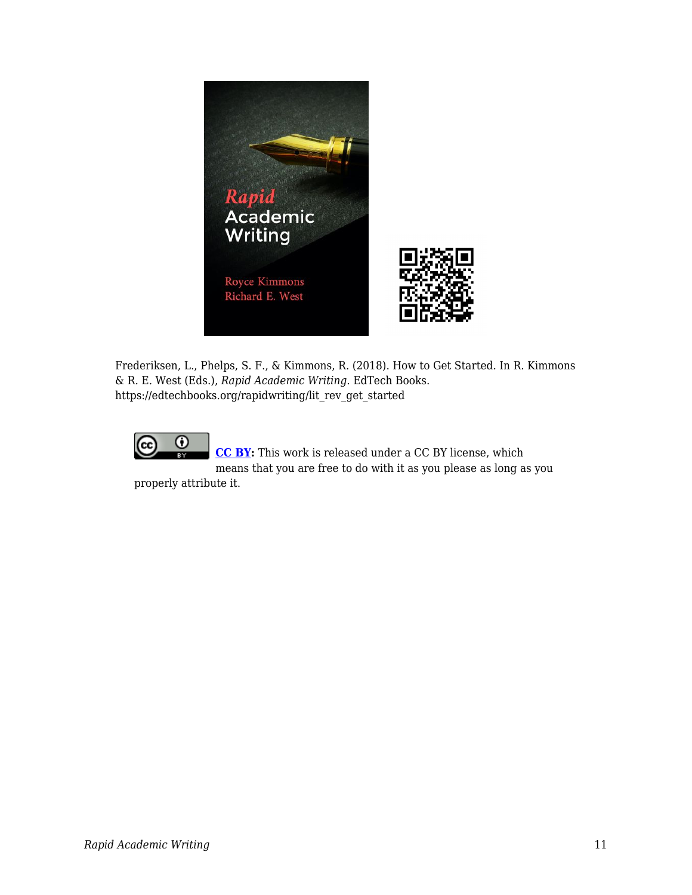Frederiksen, L., Phelps, S. F., & Kimmons, R. (2018). How to Get Started. In R. Kimmons & R. E. West (Eds.), *Rapid Academic Writing*. EdTech Books. https://edtechbooks.org/rapidwriting/lit_rev_get_started

**CC BY:** This work is released under a CC BY license, which means that you are free to do with it as you please as long as you properly attribute it.